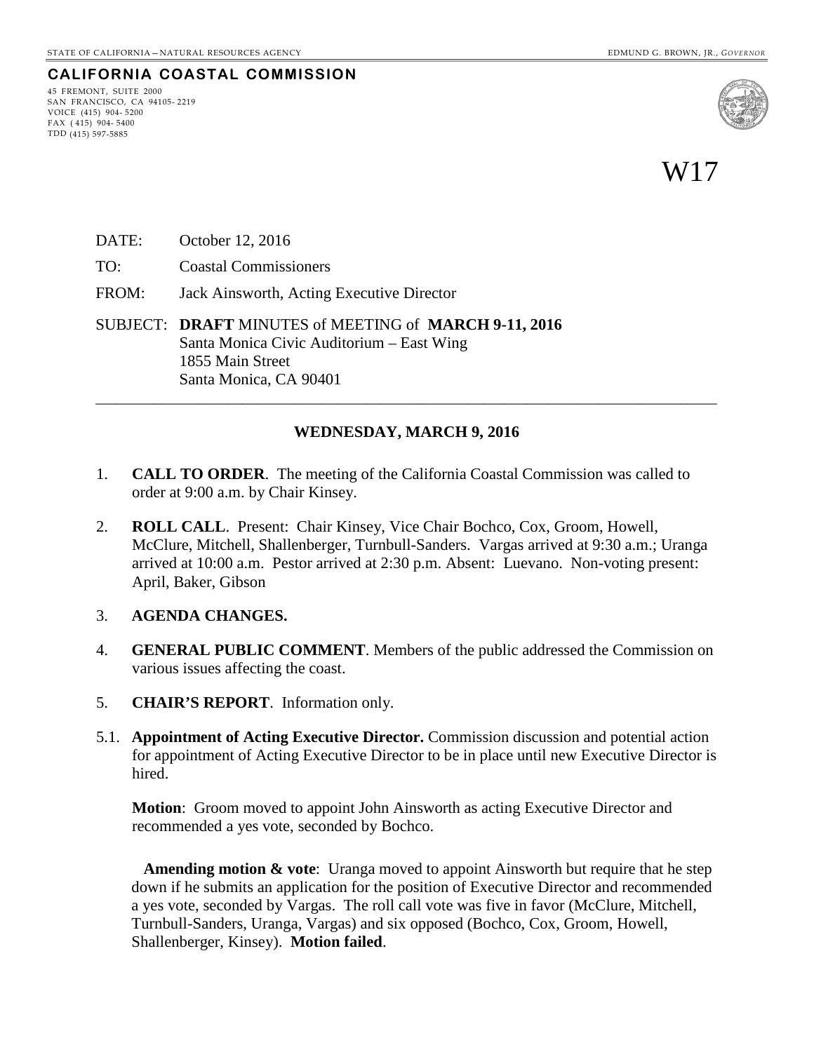STATE OF CALIFORNIA — NATURAL RESOURCES AGENCY

EDMUND G. BROWN, JR., *GOVERNOR*

**CALIFORNIA COASTAL COMMISSION**

45 FREMONT, SUITE 2000
SAN FRANCISCO, CA 94105- 2219
VOICE (415) 904- 5200
FAX ( 415) 904- 5400
TDD (415) 597-5885

# W17

DATE: October 12, 2016

TO: Coastal Commissioners

FROM: Jack Ainsworth, Acting Executive Director

SUBJECT: **DRAFT** MINUTES of MEETING of **MARCH 9-11, 2016**
Santa Monica Civic Auditorium – East Wing
1855 Main Street
Santa Monica, CA 90401

---

## WEDNESDAY, MARCH 9, 2016

1. **CALL TO ORDER**. The meeting of the California Coastal Commission was called to order at 9:00 a.m. by Chair Kinsey.

2. **ROLL CALL**. Present: Chair Kinsey, Vice Chair Bochco, Cox, Groom, Howell, McClure, Mitchell, Shallenberger, Turnbull-Sanders. Vargas arrived at 9:30 a.m.; Uranga arrived at 10:00 a.m. Pestor arrived at 2:30 p.m. Absent: Luevano. Non-voting present: April, Baker, Gibson

3. **AGENDA CHANGES.**

4. **GENERAL PUBLIC COMMENT**. Members of the public addressed the Commission on various issues affecting the coast.

5. **CHAIR'S REPORT**. Information only.

5.1. **Appointment of Acting Executive Director.** Commission discussion and potential action for appointment of Acting Executive Director to be in place until new Executive Director is hired.

**Motion**: Groom moved to appoint John Ainsworth as acting Executive Director and recommended a yes vote, seconded by Bochco.

**Amending motion & vote**: Uranga moved to appoint Ainsworth but require that he step down if he submits an application for the position of Executive Director and recommended a yes vote, seconded by Vargas. The roll call vote was five in favor (McClure, Mitchell, Turnbull-Sanders, Uranga, Vargas) and six opposed (Bochco, Cox, Groom, Howell, Shallenberger, Kinsey). **Motion failed**.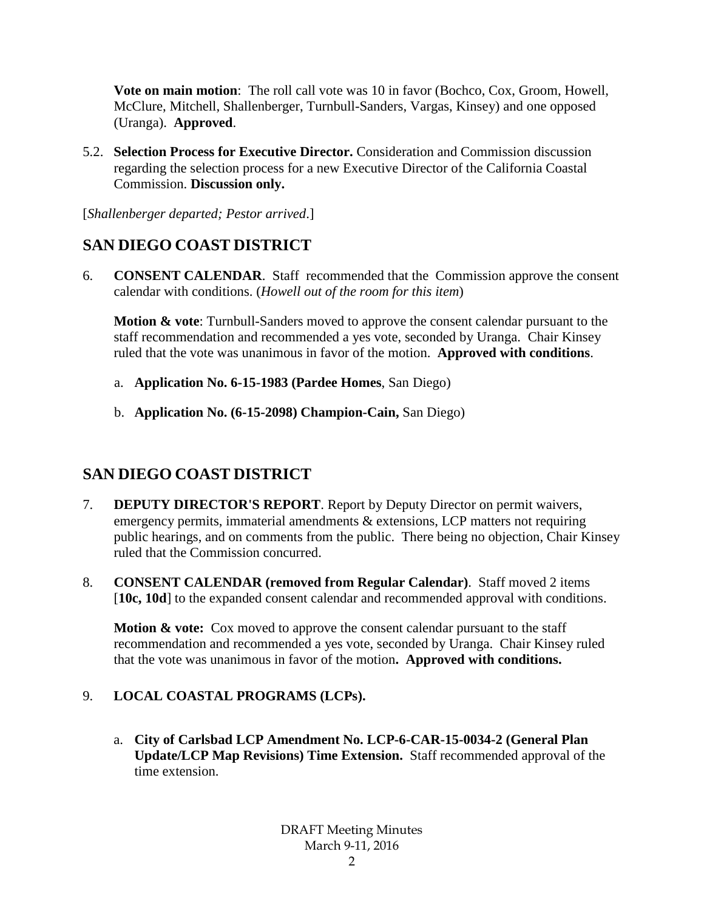**Vote on main motion**: The roll call vote was 10 in favor (Bochco, Cox, Groom, Howell, McClure, Mitchell, Shallenberger, Turnbull-Sanders, Vargas, Kinsey) and one opposed (Uranga). **Approved**.

5.2. **Selection Process for Executive Director.** Consideration and Commission discussion regarding the selection process for a new Executive Director of the California Coastal Commission. **Discussion only.**

[*Shallenberger departed; Pestor arrived*.]

## SAN DIEGO COAST DISTRICT

6. **CONSENT CALENDAR**. Staff recommended that the Commission approve the consent calendar with conditions. (*Howell out of the room for this item*)

   **Motion & vote**: Turnbull-Sanders moved to approve the consent calendar pursuant to the staff recommendation and recommended a yes vote, seconded by Uranga. Chair Kinsey ruled that the vote was unanimous in favor of the motion. **Approved with conditions**.

   a. **Application No. 6-15-1983 (Pardee Homes**, San Diego)

   b. **Application No. (6-15-2098) Champion-Cain,** San Diego)

## SAN DIEGO COAST DISTRICT

7. **DEPUTY DIRECTOR'S REPORT**. Report by Deputy Director on permit waivers, emergency permits, immaterial amendments & extensions, LCP matters not requiring public hearings, and on comments from the public. There being no objection, Chair Kinsey ruled that the Commission concurred.

8. **CONSENT CALENDAR (removed from Regular Calendar)**. Staff moved 2 items [**10c, 10d**] to the expanded consent calendar and recommended approval with conditions.

   **Motion & vote:** Cox moved to approve the consent calendar pursuant to the staff recommendation and recommended a yes vote, seconded by Uranga. Chair Kinsey ruled that the vote was unanimous in favor of the motion**. Approved with conditions.**

9. **LOCAL COASTAL PROGRAMS (LCPs).**

   a. **City of Carlsbad LCP Amendment No. LCP-6-CAR-15-0034-2 (General Plan Update/LCP Map Revisions) Time Extension.** Staff recommended approval of the time extension.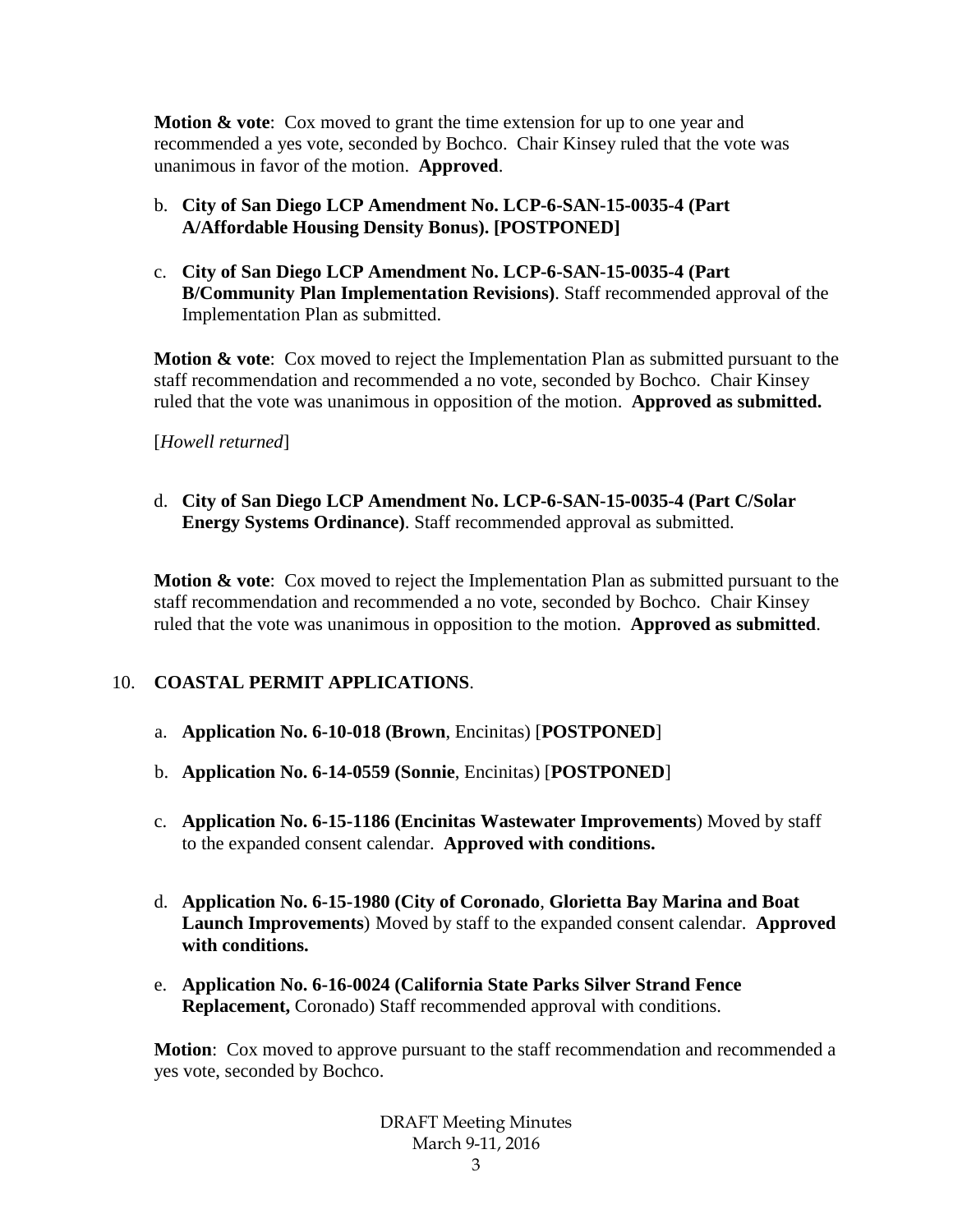**Motion & vote**: Cox moved to grant the time extension for up to one year and recommended a yes vote, seconded by Bochco. Chair Kinsey ruled that the vote was unanimous in favor of the motion. **Approved**.

b. **City of San Diego LCP Amendment No. LCP-6-SAN-15-0035-4 (Part A/Affordable Housing Density Bonus). [POSTPONED]**

c. **City of San Diego LCP Amendment No. LCP-6-SAN-15-0035-4 (Part B/Community Plan Implementation Revisions)**. Staff recommended approval of the Implementation Plan as submitted.

**Motion & vote**: Cox moved to reject the Implementation Plan as submitted pursuant to the staff recommendation and recommended a no vote, seconded by Bochco. Chair Kinsey ruled that the vote was unanimous in opposition of the motion. **Approved as submitted.**

[*Howell returned*]

d. **City of San Diego LCP Amendment No. LCP-6-SAN-15-0035-4 (Part C/Solar Energy Systems Ordinance)**. Staff recommended approval as submitted.

**Motion & vote**: Cox moved to reject the Implementation Plan as submitted pursuant to the staff recommendation and recommended a no vote, seconded by Bochco. Chair Kinsey ruled that the vote was unanimous in opposition to the motion. **Approved as submitted**.

10. **COASTAL PERMIT APPLICATIONS**.

a. **Application No. 6-10-018 (Brown**, Encinitas) [**POSTPONED**]

b. **Application No. 6-14-0559 (Sonnie**, Encinitas) [**POSTPONED**]

c. **Application No. 6-15-1186 (Encinitas Wastewater Improvements**) Moved by staff to the expanded consent calendar. **Approved with conditions.**

d. **Application No. 6-15-1980 (City of Coronado**, **Glorietta Bay Marina and Boat Launch Improvements**) Moved by staff to the expanded consent calendar. **Approved with conditions.**

e. **Application No. 6-16-0024 (California State Parks Silver Strand Fence Replacement,** Coronado) Staff recommended approval with conditions.

**Motion**: Cox moved to approve pursuant to the staff recommendation and recommended a yes vote, seconded by Bochco.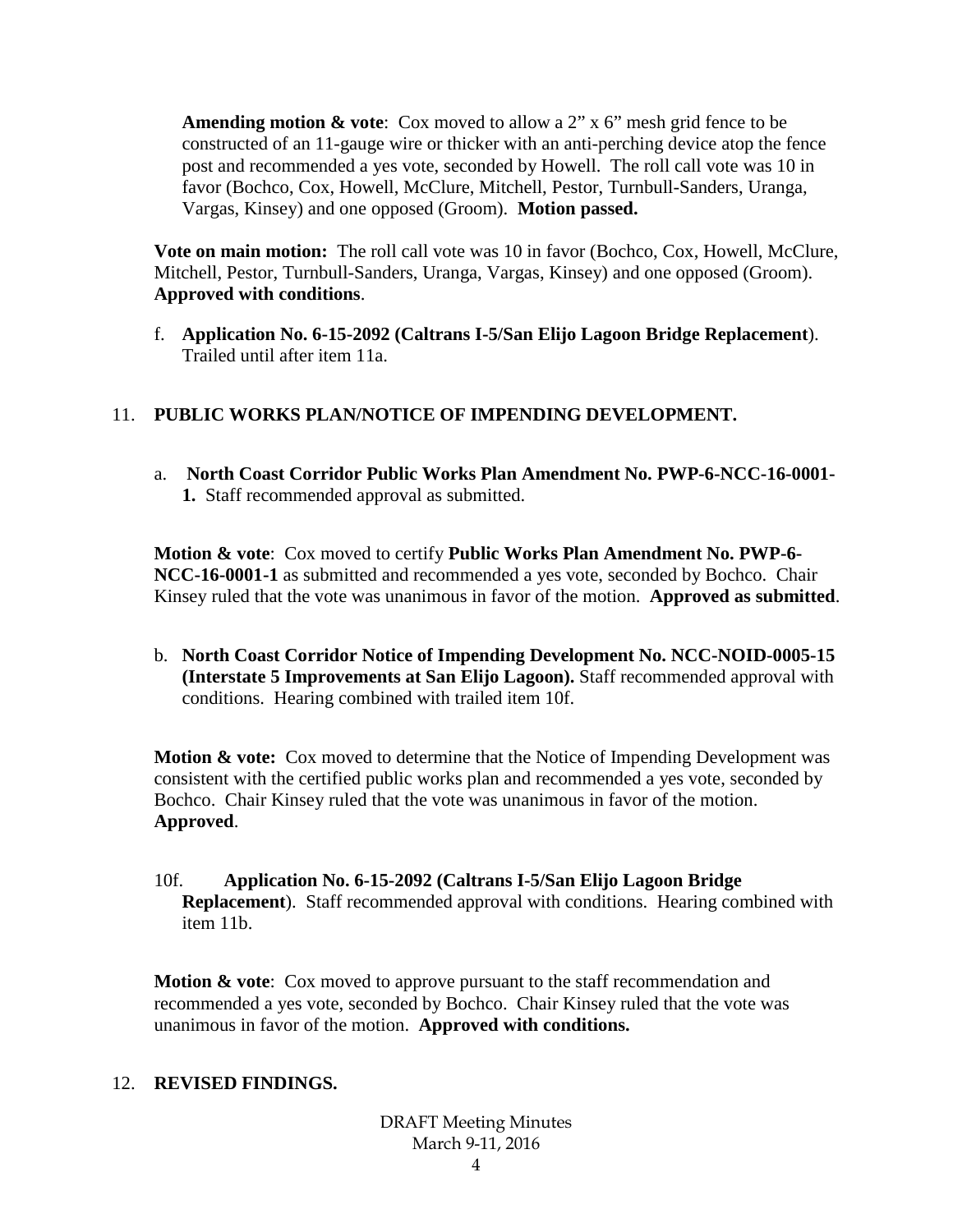**Amending motion & vote**: Cox moved to allow a 2" x 6" mesh grid fence to be constructed of an 11-gauge wire or thicker with an anti-perching device atop the fence post and recommended a yes vote, seconded by Howell. The roll call vote was 10 in favor (Bochco, Cox, Howell, McClure, Mitchell, Pestor, Turnbull-Sanders, Uranga, Vargas, Kinsey) and one opposed (Groom). **Motion passed.**

**Vote on main motion:** The roll call vote was 10 in favor (Bochco, Cox, Howell, McClure, Mitchell, Pestor, Turnbull-Sanders, Uranga, Vargas, Kinsey) and one opposed (Groom). **Approved with conditions**.

f. **Application No. 6-15-2092 (Caltrans I-5/San Elijo Lagoon Bridge Replacement**). Trailed until after item 11a.

11. **PUBLIC WORKS PLAN/NOTICE OF IMPENDING DEVELOPMENT.**

a. **North Coast Corridor Public Works Plan Amendment No. PWP-6-NCC-16-0001-1.** Staff recommended approval as submitted.

**Motion & vote**: Cox moved to certify **Public Works Plan Amendment No. PWP-6-NCC-16-0001-1** as submitted and recommended a yes vote, seconded by Bochco. Chair Kinsey ruled that the vote was unanimous in favor of the motion. **Approved as submitted**.

b. **North Coast Corridor Notice of Impending Development No. NCC-NOID-0005-15 (Interstate 5 Improvements at San Elijo Lagoon).** Staff recommended approval with conditions. Hearing combined with trailed item 10f.

**Motion & vote:** Cox moved to determine that the Notice of Impending Development was consistent with the certified public works plan and recommended a yes vote, seconded by Bochco. Chair Kinsey ruled that the vote was unanimous in favor of the motion. **Approved**.

10f. **Application No. 6-15-2092 (Caltrans I-5/San Elijo Lagoon Bridge Replacement**). Staff recommended approval with conditions. Hearing combined with item 11b.

**Motion & vote**: Cox moved to approve pursuant to the staff recommendation and recommended a yes vote, seconded by Bochco. Chair Kinsey ruled that the vote was unanimous in favor of the motion. **Approved with conditions.**

12. **REVISED FINDINGS.**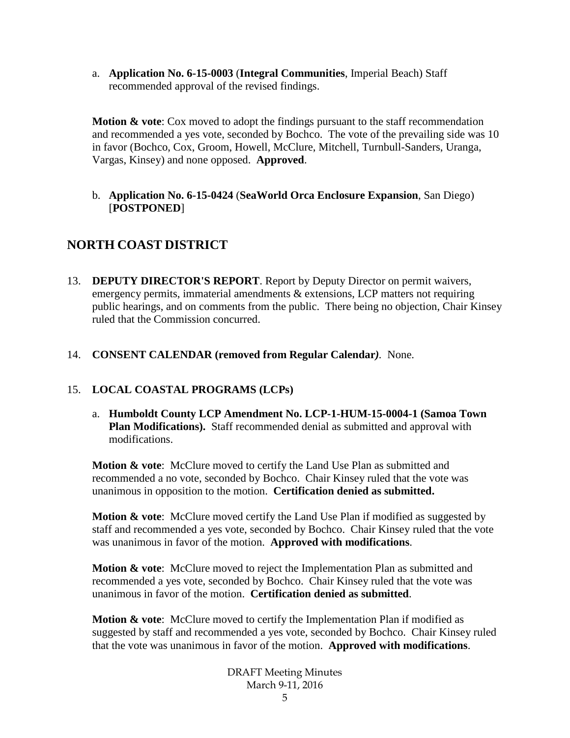a. **Application No. 6-15-0003** (**Integral Communities**, Imperial Beach) Staff recommended approval of the revised findings.

**Motion & vote**: Cox moved to adopt the findings pursuant to the staff recommendation and recommended a yes vote, seconded by Bochco. The vote of the prevailing side was 10 in favor (Bochco, Cox, Groom, Howell, McClure, Mitchell, Turnbull-Sanders, Uranga, Vargas, Kinsey) and none opposed. **Approved**.

b. **Application No. 6-15-0424** (**SeaWorld Orca Enclosure Expansion**, San Diego) [**POSTPONED**]

## NORTH COAST DISTRICT

13. **DEPUTY DIRECTOR'S REPORT**. Report by Deputy Director on permit waivers, emergency permits, immaterial amendments & extensions, LCP matters not requiring public hearings, and on comments from the public. There being no objection, Chair Kinsey ruled that the Commission concurred.

14. **CONSENT CALENDAR (removed from Regular Calendar*)***. None.

15. **LOCAL COASTAL PROGRAMS (LCPs)**

a. **Humboldt County LCP Amendment No. LCP-1-HUM-15-0004-1 (Samoa Town Plan Modifications).** Staff recommended denial as submitted and approval with modifications.

**Motion & vote**: McClure moved to certify the Land Use Plan as submitted and recommended a no vote, seconded by Bochco. Chair Kinsey ruled that the vote was unanimous in opposition to the motion. **Certification denied as submitted.**

**Motion & vote**: McClure moved certify the Land Use Plan if modified as suggested by staff and recommended a yes vote, seconded by Bochco. Chair Kinsey ruled that the vote was unanimous in favor of the motion. **Approved with modifications**.

**Motion & vote**: McClure moved to reject the Implementation Plan as submitted and recommended a yes vote, seconded by Bochco. Chair Kinsey ruled that the vote was unanimous in favor of the motion. **Certification denied as submitted**.

**Motion & vote**: McClure moved to certify the Implementation Plan if modified as suggested by staff and recommended a yes vote, seconded by Bochco. Chair Kinsey ruled that the vote was unanimous in favor of the motion. **Approved with modifications**.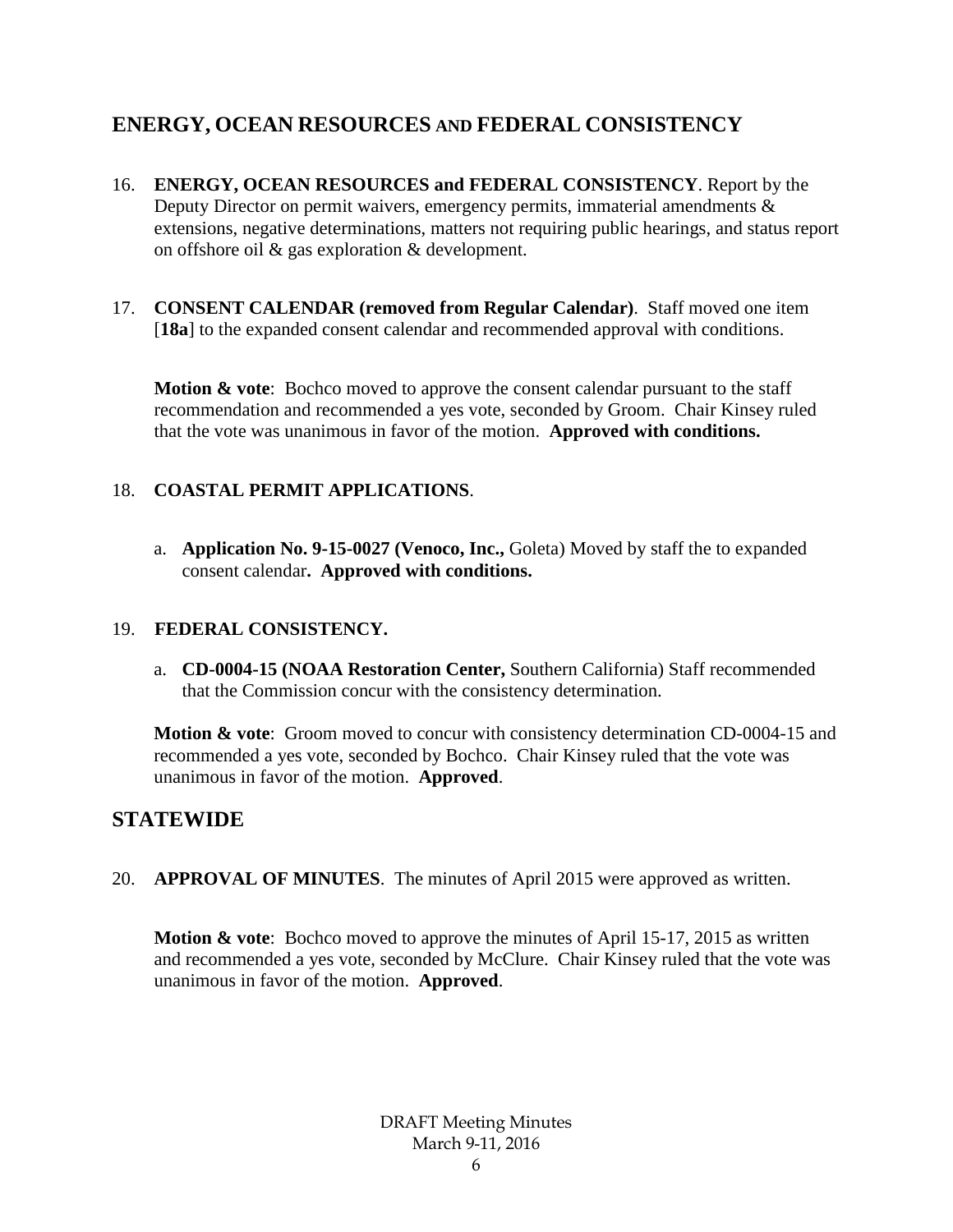## ENERGY, OCEAN RESOURCES AND FEDERAL CONSISTENCY

16. **ENERGY, OCEAN RESOURCES and FEDERAL CONSISTENCY**. Report by the Deputy Director on permit waivers, emergency permits, immaterial amendments & extensions, negative determinations, matters not requiring public hearings, and status report on offshore oil & gas exploration & development.

17. **CONSENT CALENDAR (removed from Regular Calendar)**. Staff moved one item [**18a**] to the expanded consent calendar and recommended approval with conditions.

    **Motion & vote**: Bochco moved to approve the consent calendar pursuant to the staff recommendation and recommended a yes vote, seconded by Groom. Chair Kinsey ruled that the vote was unanimous in favor of the motion. **Approved with conditions.**

18. **COASTAL PERMIT APPLICATIONS**.

    a. **Application No. 9-15-0027 (Venoco, Inc.,** Goleta) Moved by staff the to expanded consent calendar**. Approved with conditions.**

19. **FEDERAL CONSISTENCY.**

    a. **CD-0004-15 (NOAA Restoration Center,** Southern California) Staff recommended that the Commission concur with the consistency determination.

    **Motion & vote**: Groom moved to concur with consistency determination CD-0004-15 and recommended a yes vote, seconded by Bochco. Chair Kinsey ruled that the vote was unanimous in favor of the motion. **Approved**.

## STATEWIDE

20. **APPROVAL OF MINUTES**. The minutes of April 2015 were approved as written.

    **Motion & vote**: Bochco moved to approve the minutes of April 15-17, 2015 as written and recommended a yes vote, seconded by McClure. Chair Kinsey ruled that the vote was unanimous in favor of the motion. **Approved**.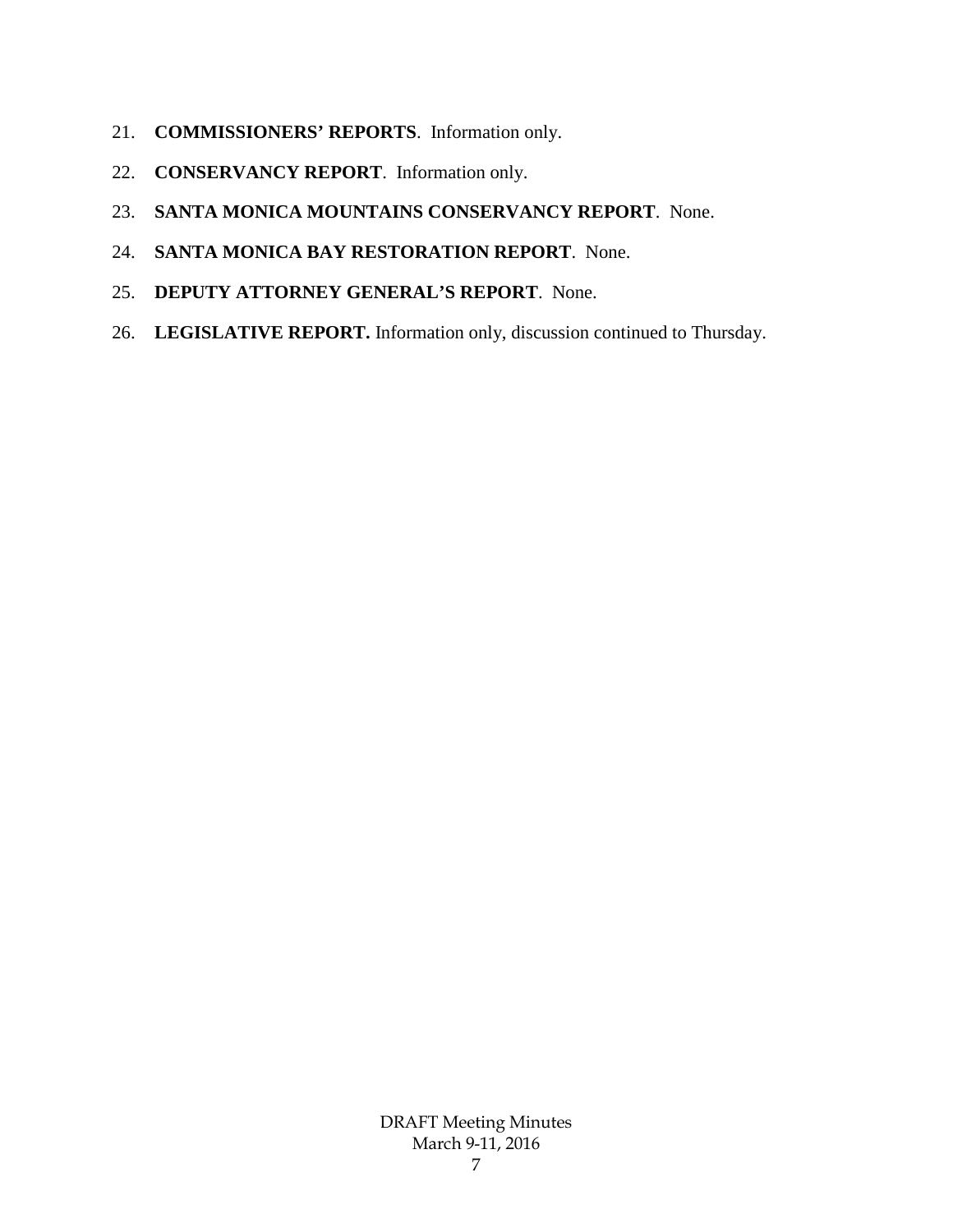21. **COMMISSIONERS' REPORTS**. Information only.
22. **CONSERVANCY REPORT**. Information only.
23. **SANTA MONICA MOUNTAINS CONSERVANCY REPORT**. None.
24. **SANTA MONICA BAY RESTORATION REPORT**. None.
25. **DEPUTY ATTORNEY GENERAL'S REPORT**. None.
26. **LEGISLATIVE REPORT.** Information only, discussion continued to Thursday.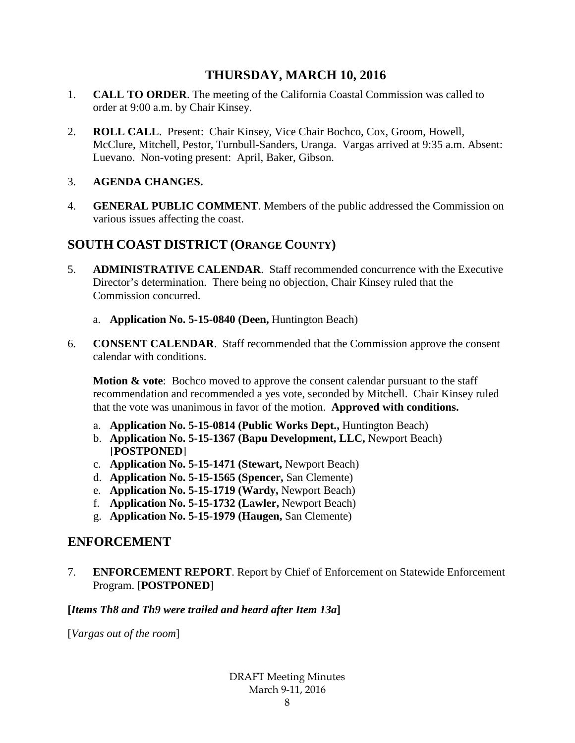# THURSDAY, MARCH 10, 2016

1. **CALL TO ORDER**. The meeting of the California Coastal Commission was called to order at 9:00 a.m. by Chair Kinsey.

2. **ROLL CALL**. Present: Chair Kinsey, Vice Chair Bochco, Cox, Groom, Howell, McClure, Mitchell, Pestor, Turnbull-Sanders, Uranga. Vargas arrived at 9:35 a.m. Absent: Luevano. Non-voting present: April, Baker, Gibson.

3. **AGENDA CHANGES.**

4. **GENERAL PUBLIC COMMENT**. Members of the public addressed the Commission on various issues affecting the coast.

## SOUTH COAST DISTRICT (ORANGE COUNTY)

5. **ADMINISTRATIVE CALENDAR**. Staff recommended concurrence with the Executive Director's determination. There being no objection, Chair Kinsey ruled that the Commission concurred.

   a. **Application No. 5-15-0840 (Deen,** Huntington Beach)

6. **CONSENT CALENDAR**. Staff recommended that the Commission approve the consent calendar with conditions.

   **Motion & vote**: Bochco moved to approve the consent calendar pursuant to the staff recommendation and recommended a yes vote, seconded by Mitchell. Chair Kinsey ruled that the vote was unanimous in favor of the motion. **Approved with conditions.**

   a. **Application No. 5-15-0814 (Public Works Dept.,** Huntington Beach)
   b. **Application No. 5-15-1367 (Bapu Development, LLC,** Newport Beach) [**POSTPONED**]
   c. **Application No. 5-15-1471 (Stewart,** Newport Beach)
   d. **Application No. 5-15-1565 (Spencer,** San Clemente)
   e. **Application No. 5-15-1719 (Wardy,** Newport Beach)
   f. **Application No. 5-15-1732 (Lawler,** Newport Beach)
   g. **Application No. 5-15-1979 (Haugen,** San Clemente)

## ENFORCEMENT

7. **ENFORCEMENT REPORT**. Report by Chief of Enforcement on Statewide Enforcement Program. [**POSTPONED**]

**[*Items Th8 and Th9 were trailed and heard after Item 13a*]**

[*Vargas out of the room*]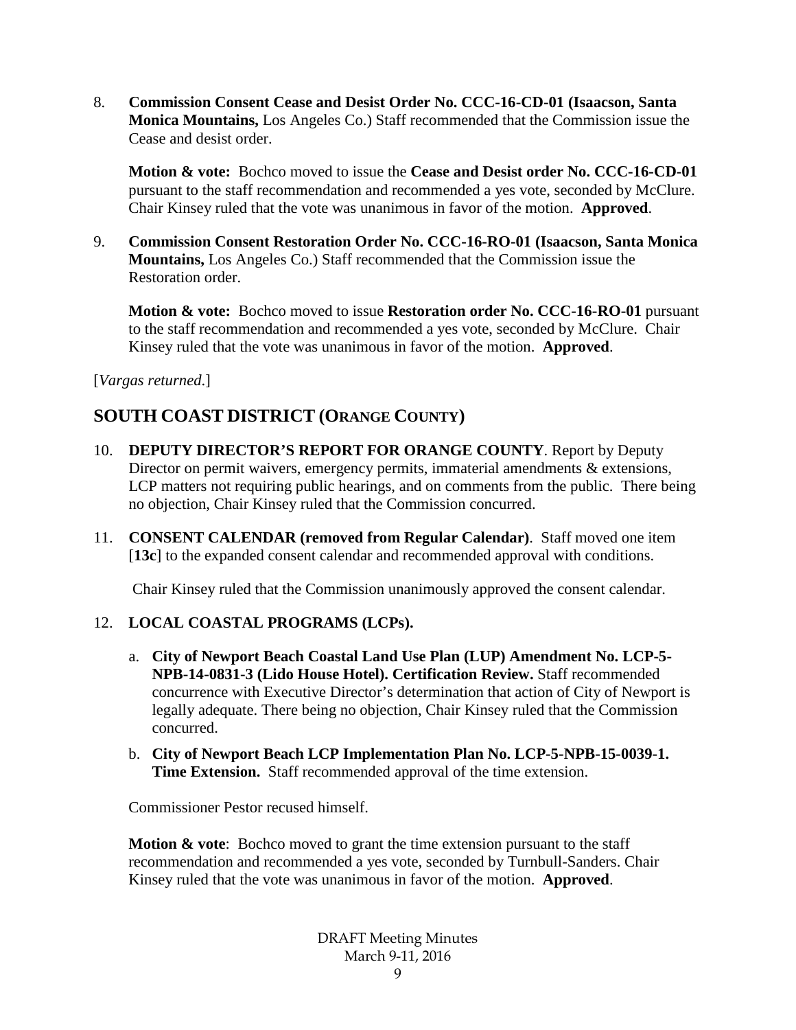8. **Commission Consent Cease and Desist Order No. CCC-16-CD-01 (Isaacson, Santa Monica Mountains,** Los Angeles Co.) Staff recommended that the Commission issue the Cease and desist order.

   **Motion & vote:** Bochco moved to issue the **Cease and Desist order No. CCC-16-CD-01** pursuant to the staff recommendation and recommended a yes vote, seconded by McClure. Chair Kinsey ruled that the vote was unanimous in favor of the motion. **Approved**.

9. **Commission Consent Restoration Order No. CCC-16-RO-01 (Isaacson, Santa Monica Mountains,** Los Angeles Co.) Staff recommended that the Commission issue the Restoration order.

   **Motion & vote:** Bochco moved to issue **Restoration order No. CCC-16-RO-01** pursuant to the staff recommendation and recommended a yes vote, seconded by McClure. Chair Kinsey ruled that the vote was unanimous in favor of the motion. **Approved**.

[*Vargas returned*.]

## SOUTH COAST DISTRICT (ORANGE COUNTY)

10. **DEPUTY DIRECTOR'S REPORT FOR ORANGE COUNTY**. Report by Deputy Director on permit waivers, emergency permits, immaterial amendments & extensions, LCP matters not requiring public hearings, and on comments from the public. There being no objection, Chair Kinsey ruled that the Commission concurred.

11. **CONSENT CALENDAR (removed from Regular Calendar)**. Staff moved one item [**13c**] to the expanded consent calendar and recommended approval with conditions.

    Chair Kinsey ruled that the Commission unanimously approved the consent calendar.

12. **LOCAL COASTAL PROGRAMS (LCPs).**

    a. **City of Newport Beach Coastal Land Use Plan (LUP) Amendment No. LCP-5-NPB-14-0831-3 (Lido House Hotel). Certification Review.** Staff recommended concurrence with Executive Director's determination that action of City of Newport is legally adequate. There being no objection, Chair Kinsey ruled that the Commission concurred.

    b. **City of Newport Beach LCP Implementation Plan No. LCP-5-NPB-15-0039-1. Time Extension.** Staff recommended approval of the time extension.

    Commissioner Pestor recused himself.

    **Motion & vote**: Bochco moved to grant the time extension pursuant to the staff recommendation and recommended a yes vote, seconded by Turnbull-Sanders. Chair Kinsey ruled that the vote was unanimous in favor of the motion. **Approved**.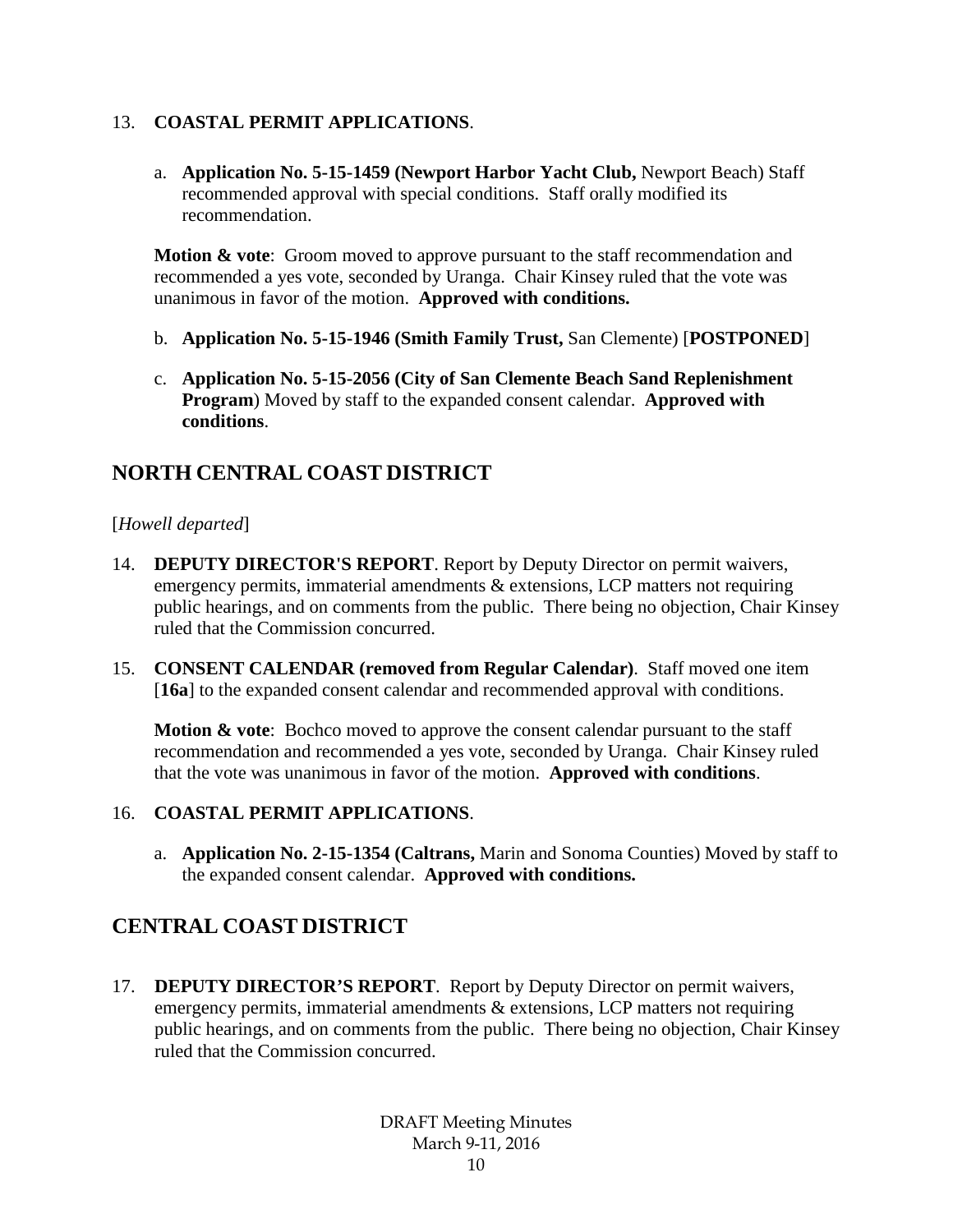13. **COASTAL PERMIT APPLICATIONS**.

    a. **Application No. 5-15-1459 (Newport Harbor Yacht Club,** Newport Beach) Staff recommended approval with special conditions. Staff orally modified its recommendation.

    **Motion & vote**: Groom moved to approve pursuant to the staff recommendation and recommended a yes vote, seconded by Uranga. Chair Kinsey ruled that the vote was unanimous in favor of the motion. **Approved with conditions.**

    b. **Application No. 5-15-1946 (Smith Family Trust,** San Clemente) [**POSTPONED**]

    c. **Application No. 5-15-2056 (City of San Clemente Beach Sand Replenishment Program**) Moved by staff to the expanded consent calendar. **Approved with conditions**.

## NORTH CENTRAL COAST DISTRICT

[*Howell departed*]

14. **DEPUTY DIRECTOR'S REPORT**. Report by Deputy Director on permit waivers, emergency permits, immaterial amendments & extensions, LCP matters not requiring public hearings, and on comments from the public. There being no objection, Chair Kinsey ruled that the Commission concurred.

15. **CONSENT CALENDAR (removed from Regular Calendar)**. Staff moved one item [**16a**] to the expanded consent calendar and recommended approval with conditions.

    **Motion & vote**: Bochco moved to approve the consent calendar pursuant to the staff recommendation and recommended a yes vote, seconded by Uranga. Chair Kinsey ruled that the vote was unanimous in favor of the motion. **Approved with conditions**.

16. **COASTAL PERMIT APPLICATIONS**.

    a. **Application No. 2-15-1354 (Caltrans,** Marin and Sonoma Counties) Moved by staff to the expanded consent calendar. **Approved with conditions.**

## CENTRAL COAST DISTRICT

17. **DEPUTY DIRECTOR'S REPORT**. Report by Deputy Director on permit waivers, emergency permits, immaterial amendments & extensions, LCP matters not requiring public hearings, and on comments from the public. There being no objection, Chair Kinsey ruled that the Commission concurred.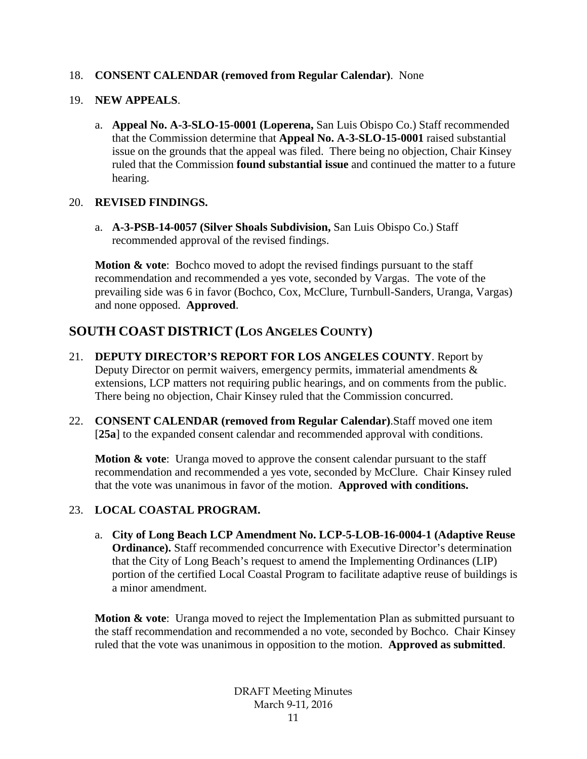18. **CONSENT CALENDAR (removed from Regular Calendar)**. None

19. **NEW APPEALS**.

    a. **Appeal No. A-3-SLO-15-0001 (Loperena,** San Luis Obispo Co.) Staff recommended that the Commission determine that **Appeal No. A-3-SLO-15-0001** raised substantial issue on the grounds that the appeal was filed. There being no objection, Chair Kinsey ruled that the Commission **found substantial issue** and continued the matter to a future hearing.

20. **REVISED FINDINGS.**

    a. **A-3-PSB-14-0057 (Silver Shoals Subdivision,** San Luis Obispo Co.) Staff recommended approval of the revised findings.

    **Motion & vote**: Bochco moved to adopt the revised findings pursuant to the staff recommendation and recommended a yes vote, seconded by Vargas. The vote of the prevailing side was 6 in favor (Bochco, Cox, McClure, Turnbull-Sanders, Uranga, Vargas) and none opposed. **Approved**.

## SOUTH COAST DISTRICT (LOS ANGELES COUNTY)

21. **DEPUTY DIRECTOR'S REPORT FOR LOS ANGELES COUNTY**. Report by Deputy Director on permit waivers, emergency permits, immaterial amendments & extensions, LCP matters not requiring public hearings, and on comments from the public. There being no objection, Chair Kinsey ruled that the Commission concurred.

22. **CONSENT CALENDAR (removed from Regular Calendar)**.Staff moved one item [**25a**] to the expanded consent calendar and recommended approval with conditions.

    **Motion & vote**: Uranga moved to approve the consent calendar pursuant to the staff recommendation and recommended a yes vote, seconded by McClure. Chair Kinsey ruled that the vote was unanimous in favor of the motion. **Approved with conditions.**

23. **LOCAL COASTAL PROGRAM.**

    a. **City of Long Beach LCP Amendment No. LCP-5-LOB-16-0004-1 (Adaptive Reuse Ordinance).** Staff recommended concurrence with Executive Director's determination that the City of Long Beach's request to amend the Implementing Ordinances (LIP) portion of the certified Local Coastal Program to facilitate adaptive reuse of buildings is a minor amendment.

    **Motion & vote**: Uranga moved to reject the Implementation Plan as submitted pursuant to the staff recommendation and recommended a no vote, seconded by Bochco. Chair Kinsey ruled that the vote was unanimous in opposition to the motion. **Approved as submitted**.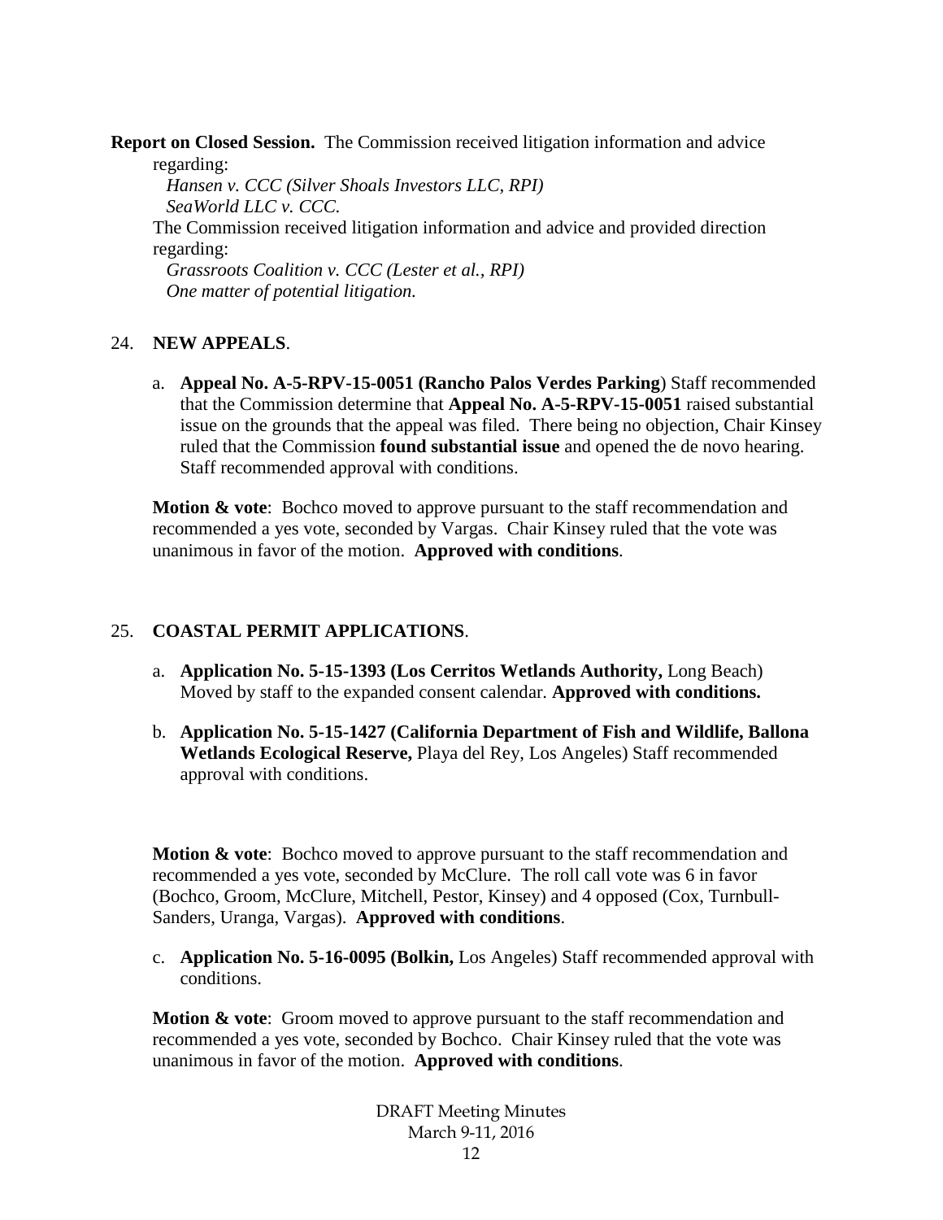**Report on Closed Session.** The Commission received litigation information and advice regarding:

*Hansen v. CCC (Silver Shoals Investors LLC, RPI)*
*SeaWorld LLC v. CCC.*

The Commission received litigation information and advice and provided direction regarding:

*Grassroots Coalition v. CCC (Lester et al., RPI)*
*One matter of potential litigation.*

24. **NEW APPEALS**.

 a. **Appeal No. A-5-RPV-15-0051 (Rancho Palos Verdes Parking**) Staff recommended that the Commission determine that **Appeal No. A-5-RPV-15-0051** raised substantial issue on the grounds that the appeal was filed. There being no objection, Chair Kinsey ruled that the Commission **found substantial issue** and opened the de novo hearing. Staff recommended approval with conditions.

**Motion & vote**: Bochco moved to approve pursuant to the staff recommendation and recommended a yes vote, seconded by Vargas. Chair Kinsey ruled that the vote was unanimous in favor of the motion. **Approved with conditions**.

25. **COASTAL PERMIT APPLICATIONS**.

 a. **Application No. 5-15-1393 (Los Cerritos Wetlands Authority,** Long Beach) Moved by staff to the expanded consent calendar. **Approved with conditions.**

 b. **Application No. 5-15-1427 (California Department of Fish and Wildlife, Ballona Wetlands Ecological Reserve,** Playa del Rey, Los Angeles) Staff recommended approval with conditions.

**Motion & vote**: Bochco moved to approve pursuant to the staff recommendation and recommended a yes vote, seconded by McClure. The roll call vote was 6 in favor (Bochco, Groom, McClure, Mitchell, Pestor, Kinsey) and 4 opposed (Cox, Turnbull-Sanders, Uranga, Vargas). **Approved with conditions**.

 c. **Application No. 5-16-0095 (Bolkin,** Los Angeles) Staff recommended approval with conditions.

**Motion & vote**: Groom moved to approve pursuant to the staff recommendation and recommended a yes vote, seconded by Bochco. Chair Kinsey ruled that the vote was unanimous in favor of the motion. **Approved with conditions**.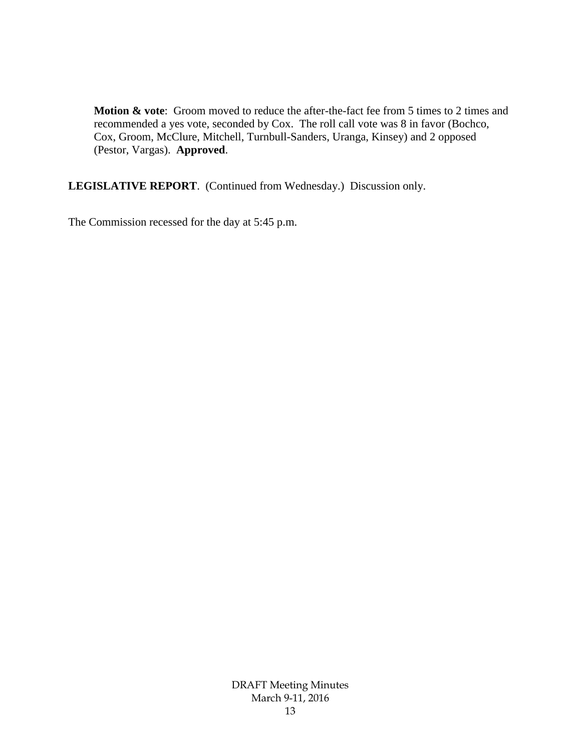**Motion & vote**: Groom moved to reduce the after-the-fact fee from 5 times to 2 times and recommended a yes vote, seconded by Cox. The roll call vote was 8 in favor (Bochco, Cox, Groom, McClure, Mitchell, Turnbull-Sanders, Uranga, Kinsey) and 2 opposed (Pestor, Vargas). **Approved**.

**LEGISLATIVE REPORT**. (Continued from Wednesday.) Discussion only.

The Commission recessed for the day at 5:45 p.m.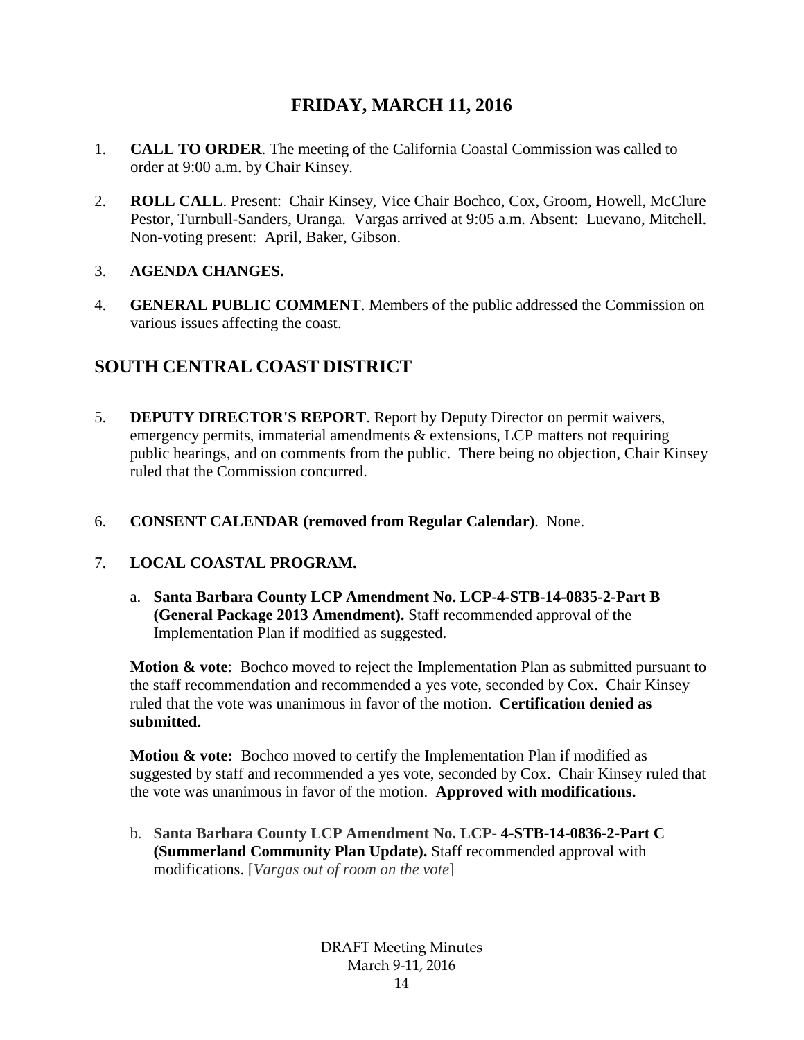## FRIDAY, MARCH 11, 2016

1. **CALL TO ORDER**. The meeting of the California Coastal Commission was called to order at 9:00 a.m. by Chair Kinsey.

2. **ROLL CALL**. Present: Chair Kinsey, Vice Chair Bochco, Cox, Groom, Howell, McClure Pestor, Turnbull-Sanders, Uranga. Vargas arrived at 9:05 a.m. Absent: Luevano, Mitchell. Non-voting present: April, Baker, Gibson.

3. **AGENDA CHANGES.**

4. **GENERAL PUBLIC COMMENT**. Members of the public addressed the Commission on various issues affecting the coast.

## SOUTH CENTRAL COAST DISTRICT

5. **DEPUTY DIRECTOR'S REPORT**. Report by Deputy Director on permit waivers, emergency permits, immaterial amendments & extensions, LCP matters not requiring public hearings, and on comments from the public. There being no objection, Chair Kinsey ruled that the Commission concurred.

6. **CONSENT CALENDAR (removed from Regular Calendar)**. None.

7. **LOCAL COASTAL PROGRAM.**

   a. **Santa Barbara County LCP Amendment No. LCP-4-STB-14-0835-2-Part B (General Package 2013 Amendment).** Staff recommended approval of the Implementation Plan if modified as suggested.

   **Motion & vote**: Bochco moved to reject the Implementation Plan as submitted pursuant to the staff recommendation and recommended a yes vote, seconded by Cox. Chair Kinsey ruled that the vote was unanimous in favor of the motion. **Certification denied as submitted.**

   **Motion & vote:** Bochco moved to certify the Implementation Plan if modified as suggested by staff and recommended a yes vote, seconded by Cox. Chair Kinsey ruled that the vote was unanimous in favor of the motion. **Approved with modifications.**

   b. **Santa Barbara County LCP Amendment No. LCP- 4-STB-14-0836-2-Part C (Summerland Community Plan Update).** Staff recommended approval with modifications. [*Vargas out of room on the vote*]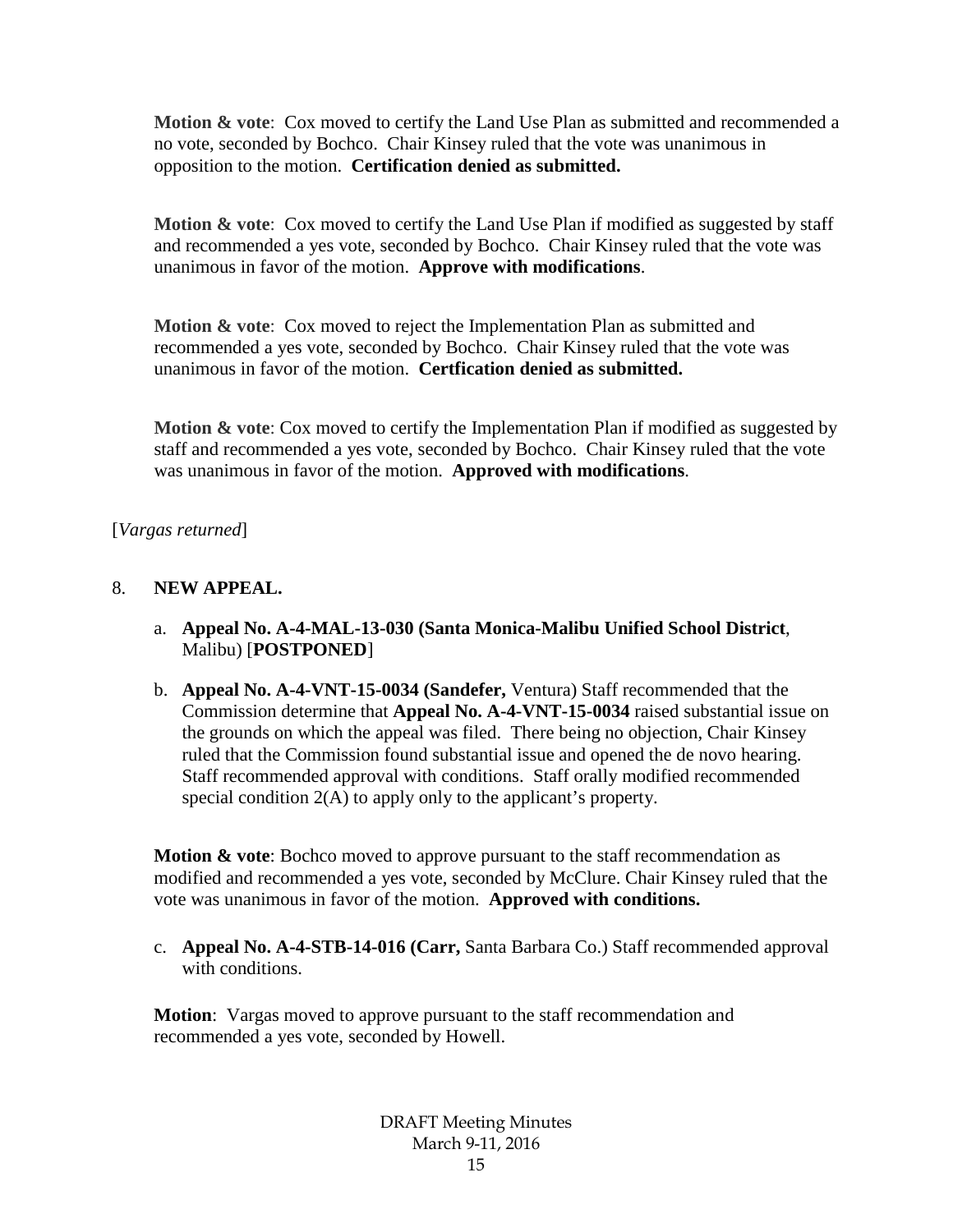**Motion & vote**: Cox moved to certify the Land Use Plan as submitted and recommended a no vote, seconded by Bochco. Chair Kinsey ruled that the vote was unanimous in opposition to the motion. **Certification denied as submitted.**

**Motion & vote**: Cox moved to certify the Land Use Plan if modified as suggested by staff and recommended a yes vote, seconded by Bochco. Chair Kinsey ruled that the vote was unanimous in favor of the motion. **Approve with modifications**.

**Motion & vote**: Cox moved to reject the Implementation Plan as submitted and recommended a yes vote, seconded by Bochco. Chair Kinsey ruled that the vote was unanimous in favor of the motion. **Certfication denied as submitted.**

**Motion & vote**: Cox moved to certify the Implementation Plan if modified as suggested by staff and recommended a yes vote, seconded by Bochco. Chair Kinsey ruled that the vote was unanimous in favor of the motion. **Approved with modifications**.

[*Vargas returned*]

8. **NEW APPEAL.**

   a. **Appeal No. A-4-MAL-13-030 (Santa Monica-Malibu Unified School District**, Malibu) [**POSTPONED**]

   b. **Appeal No. A-4-VNT-15-0034 (Sandefer,** Ventura) Staff recommended that the Commission determine that **Appeal No. A-4-VNT-15-0034** raised substantial issue on the grounds on which the appeal was filed. There being no objection, Chair Kinsey ruled that the Commission found substantial issue and opened the de novo hearing. Staff recommended approval with conditions. Staff orally modified recommended special condition 2(A) to apply only to the applicant's property.

**Motion & vote**: Bochco moved to approve pursuant to the staff recommendation as modified and recommended a yes vote, seconded by McClure. Chair Kinsey ruled that the vote was unanimous in favor of the motion. **Approved with conditions.**

   c. **Appeal No. A-4-STB-14-016 (Carr,** Santa Barbara Co.) Staff recommended approval with conditions.

**Motion**: Vargas moved to approve pursuant to the staff recommendation and recommended a yes vote, seconded by Howell.

DRAFT Meeting Minutes
March 9-11, 2016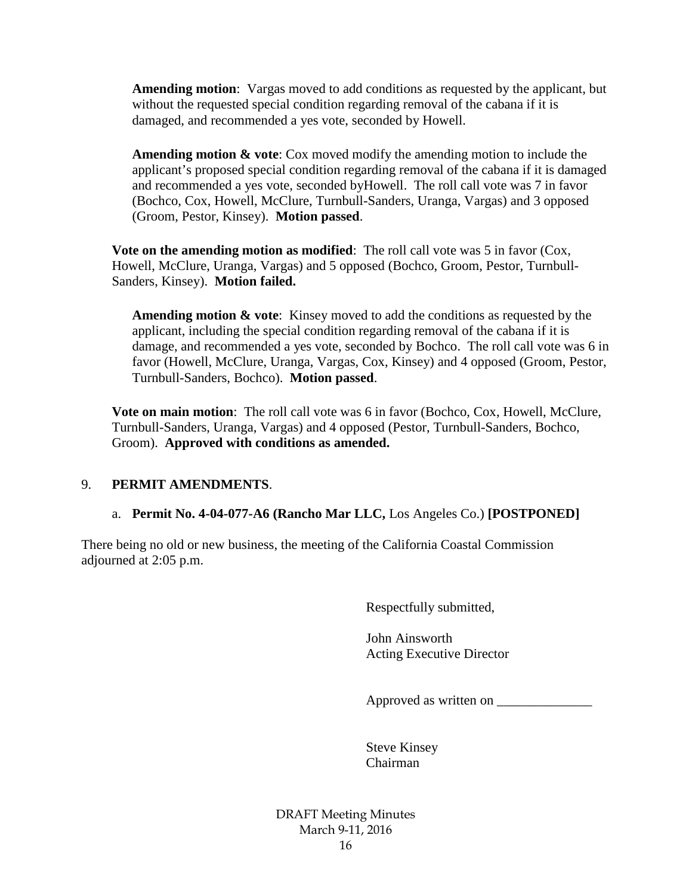**Amending motion**: Vargas moved to add conditions as requested by the applicant, but without the requested special condition regarding removal of the cabana if it is damaged, and recommended a yes vote, seconded by Howell.

**Amending motion & vote**: Cox moved modify the amending motion to include the applicant's proposed special condition regarding removal of the cabana if it is damaged and recommended a yes vote, seconded byHowell. The roll call vote was 7 in favor (Bochco, Cox, Howell, McClure, Turnbull-Sanders, Uranga, Vargas) and 3 opposed (Groom, Pestor, Kinsey). **Motion passed**.

**Vote on the amending motion as modified**: The roll call vote was 5 in favor (Cox, Howell, McClure, Uranga, Vargas) and 5 opposed (Bochco, Groom, Pestor, Turnbull-Sanders, Kinsey). **Motion failed.**

**Amending motion & vote**: Kinsey moved to add the conditions as requested by the applicant, including the special condition regarding removal of the cabana if it is damage, and recommended a yes vote, seconded by Bochco. The roll call vote was 6 in favor (Howell, McClure, Uranga, Vargas, Cox, Kinsey) and 4 opposed (Groom, Pestor, Turnbull-Sanders, Bochco). **Motion passed**.

**Vote on main motion**: The roll call vote was 6 in favor (Bochco, Cox, Howell, McClure, Turnbull-Sanders, Uranga, Vargas) and 4 opposed (Pestor, Turnbull-Sanders, Bochco, Groom). **Approved with conditions as amended.**

9. **PERMIT AMENDMENTS**.

a. **Permit No. 4-04-077-A6 (Rancho Mar LLC,** Los Angeles Co.) **[POSTPONED]**

There being no old or new business, the meeting of the California Coastal Commission adjourned at 2:05 p.m.

Respectfully submitted,

John Ainsworth
Acting Executive Director

Approved as written on ______________

Steve Kinsey
Chairman

DRAFT Meeting Minutes
March 9-11, 2016